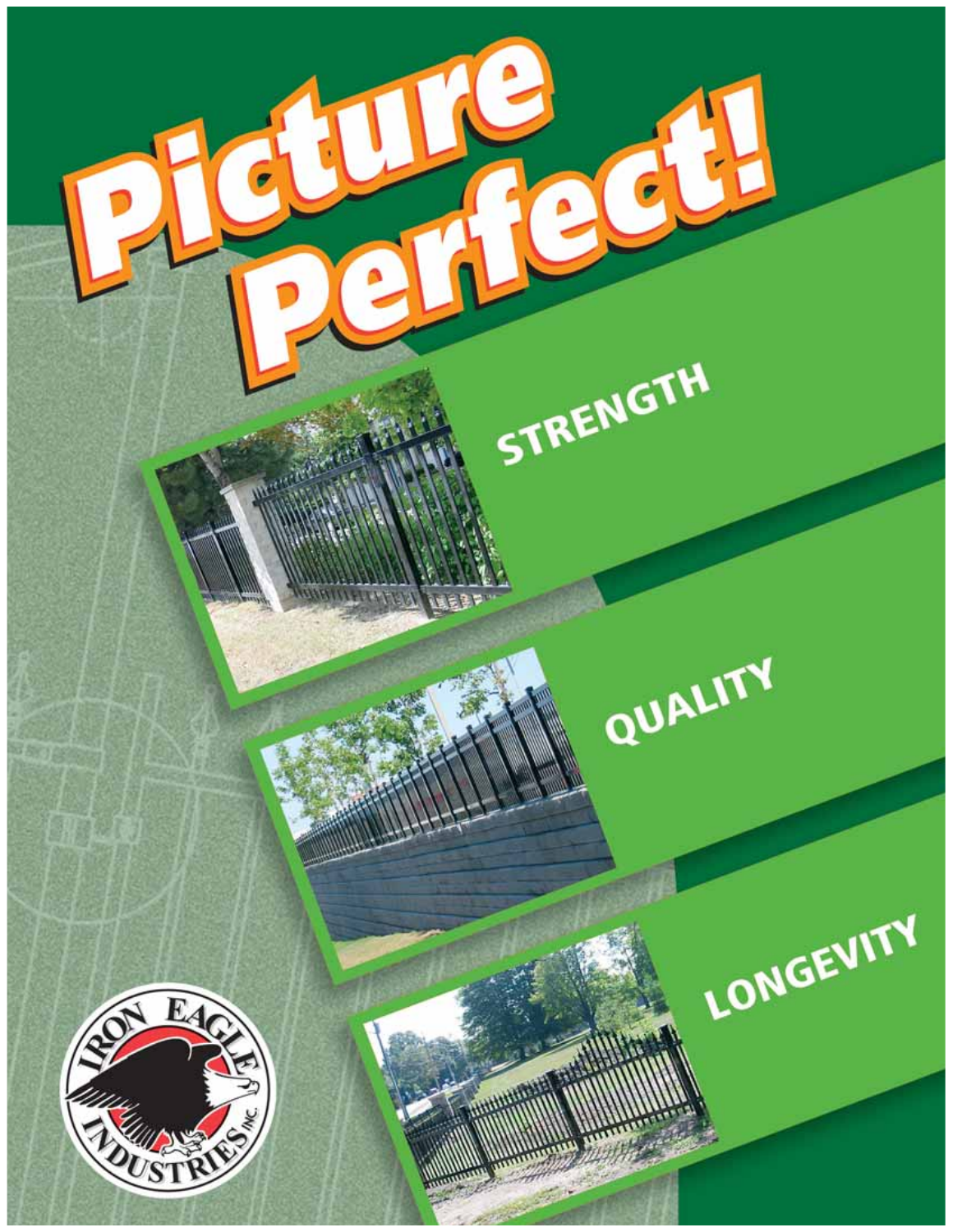# Picture Perfect!

STRENGTH

QUALITY

LONGEVITY

IRON EAGLE INDUSTRIES INC.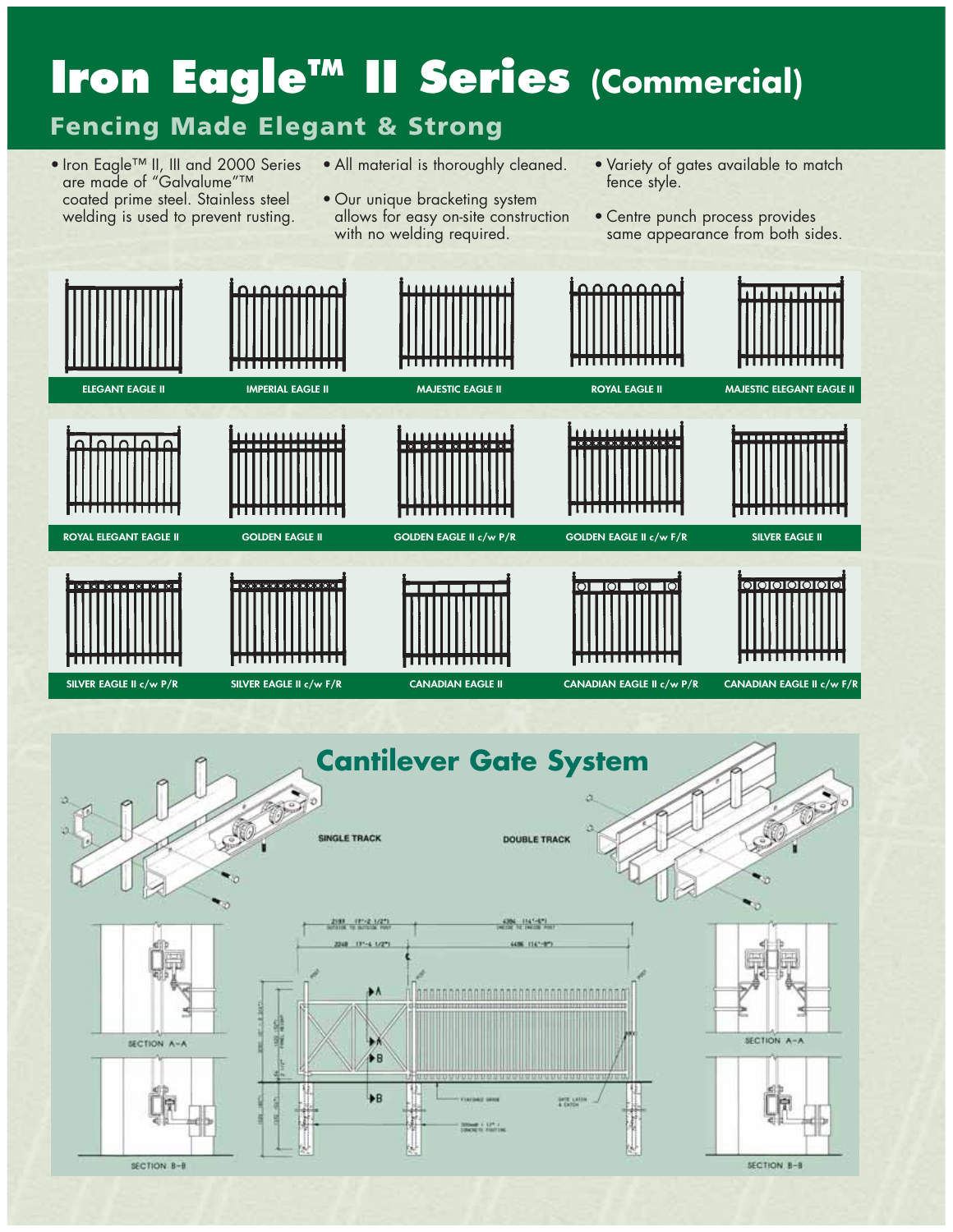# Iron Eagle™ II Series (Commercial)

## Fencing Made Elegant & Strong

- Iron Eagle™ II, III and 2000 Series are made of "Galvalume"™ coated prime steel. Stainless steel welding is used to prevent rusting.
- All material is thoroughly cleaned.
- Our unique bracketing system allows for easy on-site construction with no welding required.
- Variety of gates available to match fence style.
- Centre punch process provides same appearance from both sides.

ELEGANT EAGLE II

IMPERIAL EAGLE II

MAJESTIC EAGLE II

ROYAL EAGLE II

MAJESTIC ELEGANT EAGLE II

ROYAL ELEGANT EAGLE II

GOLDEN EAGLE II

GOLDEN EAGLE II c/w P/R

GOLDEN EAGLE II c/w F/R

SILVER EAGLE II

SILVER EAGLE II c/w P/R

SILVER EAGLE II c/w F/R

CANADIAN EAGLE II

CANADIAN EAGLE II c/w P/R

CANADIAN EAGLE II c/w F/R

## Cantilever Gate System

SINGLE TRACK

DOUBLE TRACK

SECTION A–A

SECTION B–B

SECTION A–A

SECTION B–B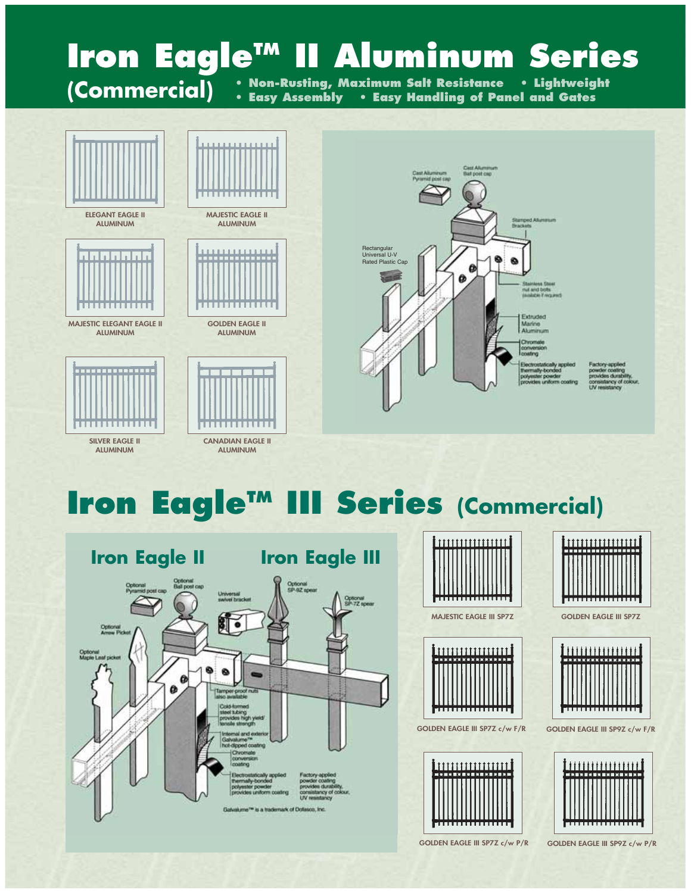# Iron Eagle™ II Aluminum Series (Commercial)

- Non-Rusting, Maximum Salt Resistance
- Lightweight
- Easy Assembly
- Easy Handling of Panel and Gates

ELEGANT EAGLE II ALUMINUM

MAJESTIC EAGLE II ALUMINUM

MAJESTIC ELEGANT EAGLE II ALUMINUM

GOLDEN EAGLE II ALUMINUM

SILVER EAGLE II ALUMINUM

CANADIAN EAGLE II ALUMINUM

Cast Alluminum Pyramid post cap

Cast Alluminum Ball post cap

Stamped Aluminum Brackets

Rectangular Universal U-V Rated Plastic Cap

Stainless Steel nut and bolts (available if required)

Extruded Marine Aluminum

Chromate conversion coating

Electrostatically applied thermally-bonded polyester powder provides uniform coating

Factory-applied powder coating provides durability, consistancy of colour, UV resistancy

# Iron Eagle™ III Series (Commercial)

## Iron Eagle II

## Iron Eagle III

Optional Pyramid post cap

Optional Ball post cap

Universal swivel bracket

Optional SP-9Z spear

Optional SP-7Z spear

Optional Arrow Picket

Optional Maple Leaf picket

Tamper-proof nuts also available

Cold-formed steel tubing provides high yield/ tensile strength

Internal and exterior Galvalume™ hot-dipped coating

Chromate conversion coating

Electrostatically applied thermally-bonded polyester powder provides uniform coating

Factory-applied powder coating provides durability, consistancy of colour, UV resistancy

Galvalume™ is a trademark of Dofasco, Inc.

MAJESTIC EAGLE III SP7Z

GOLDEN EAGLE III SP7Z

GOLDEN EAGLE III SP7Z c/w F/R

GOLDEN EAGLE III SP9Z c/w F/R

GOLDEN EAGLE III SP7Z c/w P/R

GOLDEN EAGLE III SP9Z c/w P/R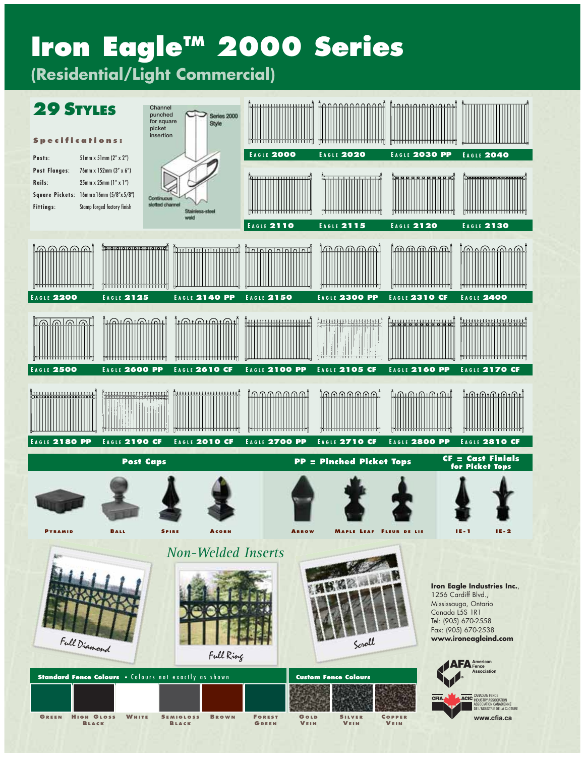# Iron Eagle™ 2000 Series

## (Residential/Light Commercial)

## 29 Styles

### Specifications:

| | |
|---|---|
| Posts: | 51mm x 51mm (2" x 2") |
| Post Flanges: | 76mm x 152mm (3" x 6") |
| Rails: | 25mm x 25mm (1" x 1") |
| Square Pickets: | 16mm x 16mm (5/8" x 5/8") |
| Fittings: | Stamp forged factory finish |

Channel punched for square picket insertion

Series 2000 Style

Continuous slotted channel

Stainless-steel weld

Eagle 2000
Eagle 2020
Eagle 2030 PP
Eagle 2040
Eagle 2110
Eagle 2115
Eagle 2120
Eagle 2130
Eagle 2200
Eagle 2125
Eagle 2140 PP
Eagle 2150
Eagle 2300 PP
Eagle 2310 CF
Eagle 2400
Eagle 2500
Eagle 2600 PP
Eagle 2610 CF
Eagle 2100 PP
Eagle 2105 CF
Eagle 2160 PP
Eagle 2170 CF
Eagle 2180 PP
Eagle 2190 CF
Eagle 2010 CF
Eagle 2700 PP
Eagle 2710 CF
Eagle 2800 PP
Eagle 2810 CF

### Post Caps

Pyramid
Ball
Spire
Acorn

### PP = Pinched Picket Tops

Arrow
Maple Leaf
Fleur de lis

### CF = Cast Finials for Picket Tops

IE-1
IE-2

## *Non-Welded Inserts*

Full Diamond
Full Ring
Scroll

**Iron Eagle Industries Inc.**,
1256 Cardiff Blvd.,
Mississauga, Ontario
Canada L5S 1R1
Tel: (905) 670-2558
Fax: (905) 670-2538
**www.ironeagleind.com**

### Standard Fence Colours • Colours not exactly as shown

Green
High Gloss Black
White
Semigloss Black
Brown
Forest Green

### Custom Fence Colours

Gold Vein
Silver Vein
Copper Vein

AFA American Fence Association

CFIA ACIC Canadian Fence Industry Association / Association Canadienne de l'Industrie de la Clôture
www.cfia.ca